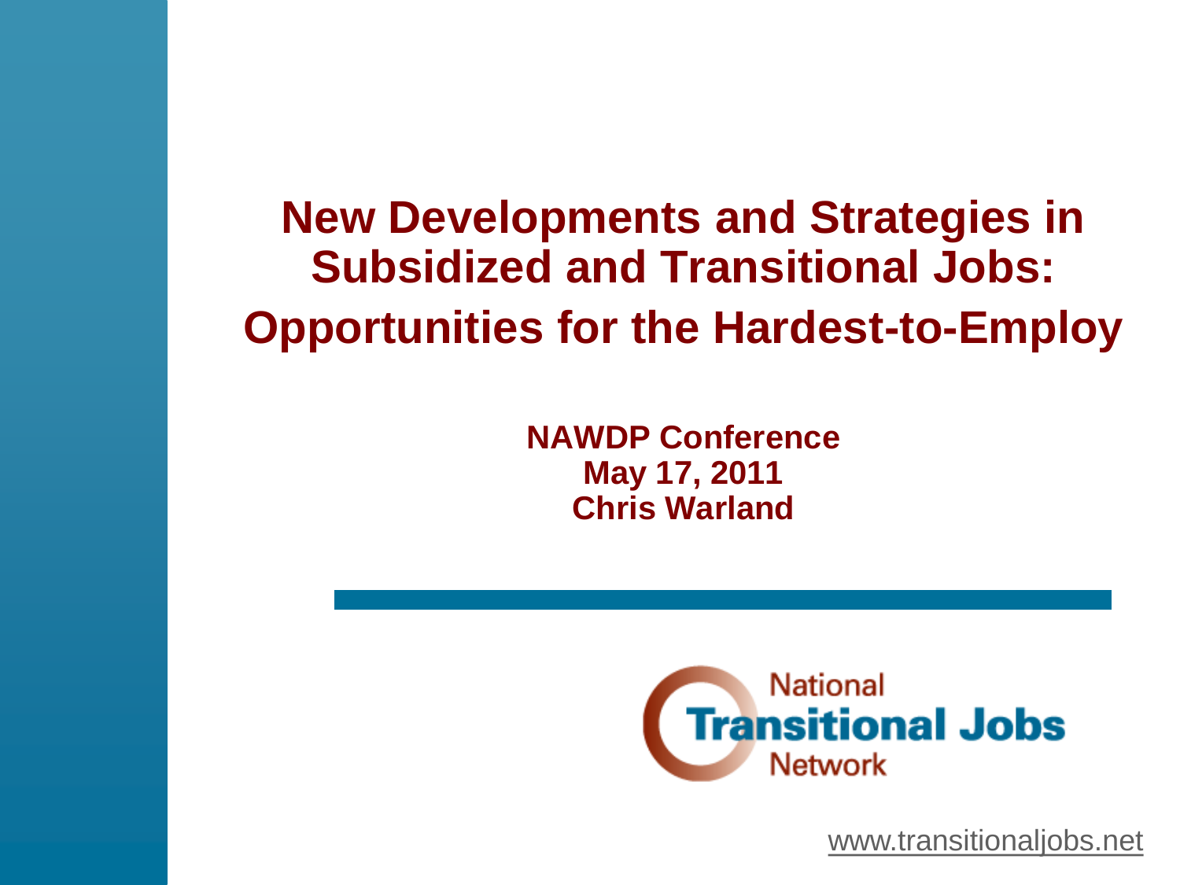# New Developments and Strategies in Subsidized and Transitional Jobs: Opportunities for the Hardest-to-Employ

**NAWDP Conference**
**May 17, 2011**
**Chris Warland**

National
**Transitional Jobs**
Network

www.transitionaljobs.net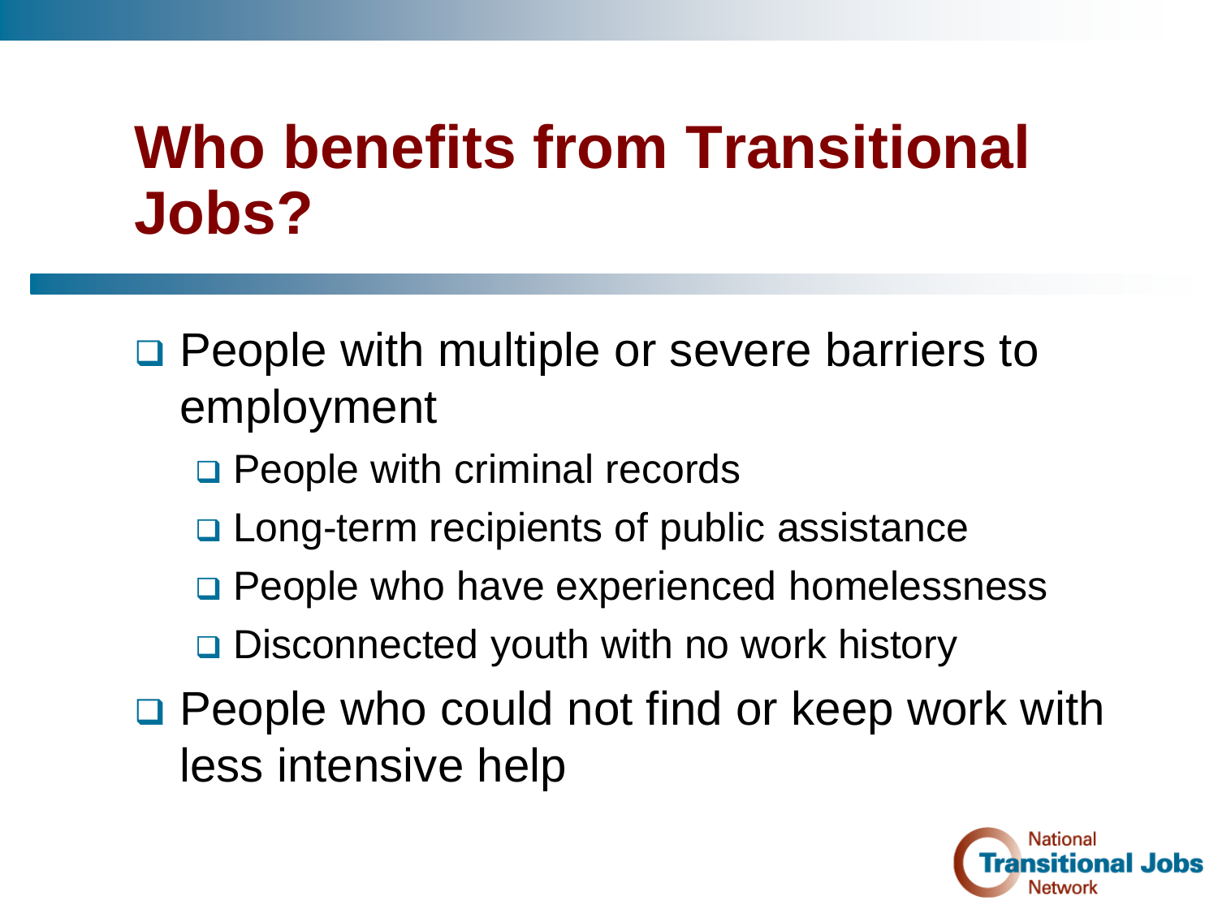# Who benefits from Transitional Jobs?

- People with multiple or severe barriers to employment
  - People with criminal records
  - Long-term recipients of public assistance
  - People who have experienced homelessness
  - Disconnected youth with no work history
- People who could not find or keep work with less intensive help

National Transitional Jobs Network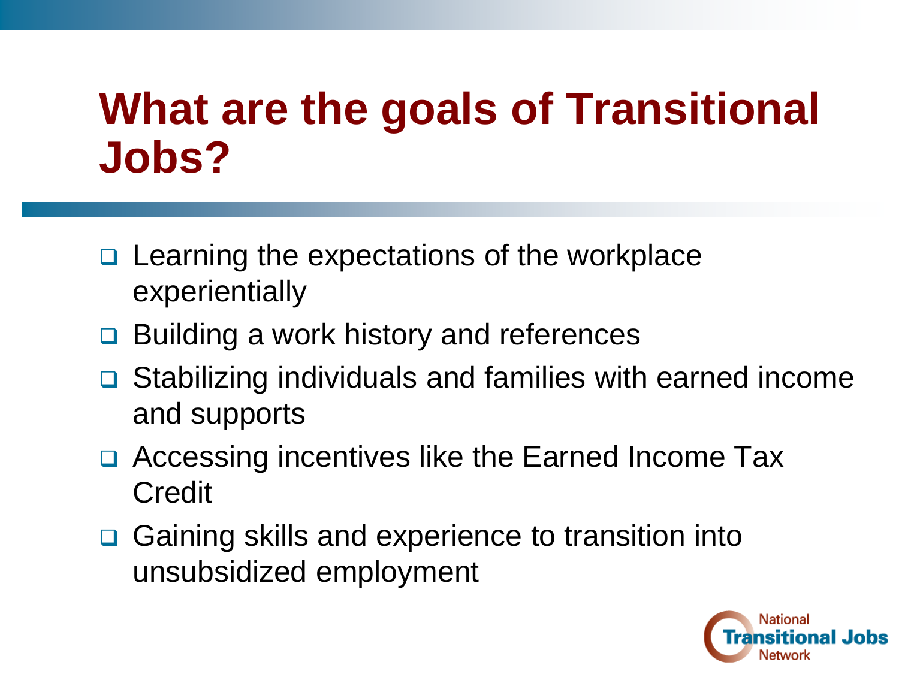# What are the goals of Transitional Jobs?

- Learning the expectations of the workplace experientially
- Building a work history and references
- Stabilizing individuals and families with earned income and supports
- Accessing incentives like the Earned Income Tax Credit
- Gaining skills and experience to transition into unsubsidized employment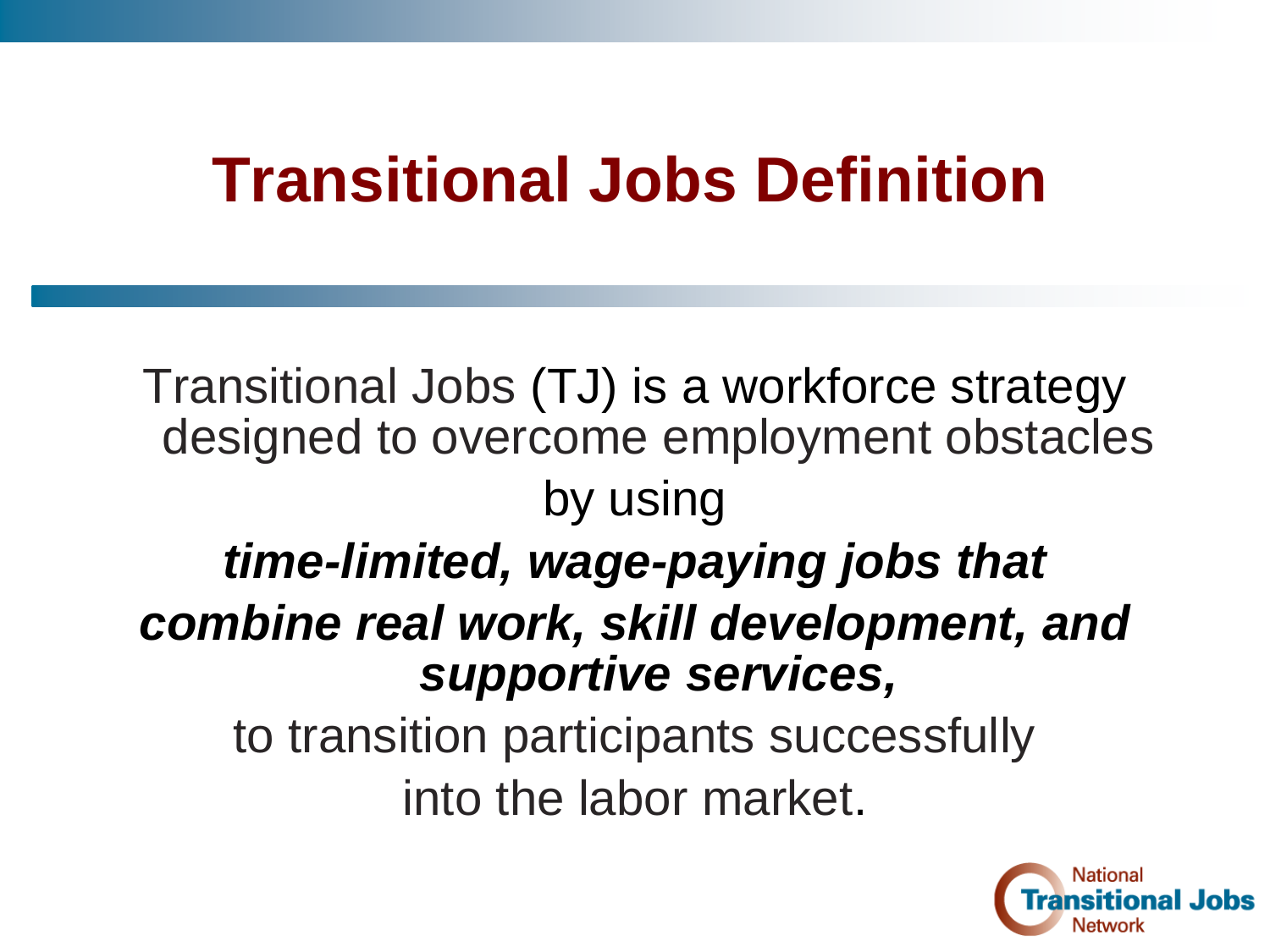# Transitional Jobs Definition

Transitional Jobs (TJ) is a workforce strategy designed to overcome employment obstacles

by using

***time-limited, wage-paying jobs that combine real work, skill development, and supportive services,***

to transition participants successfully into the labor market.

National Transitional Jobs Network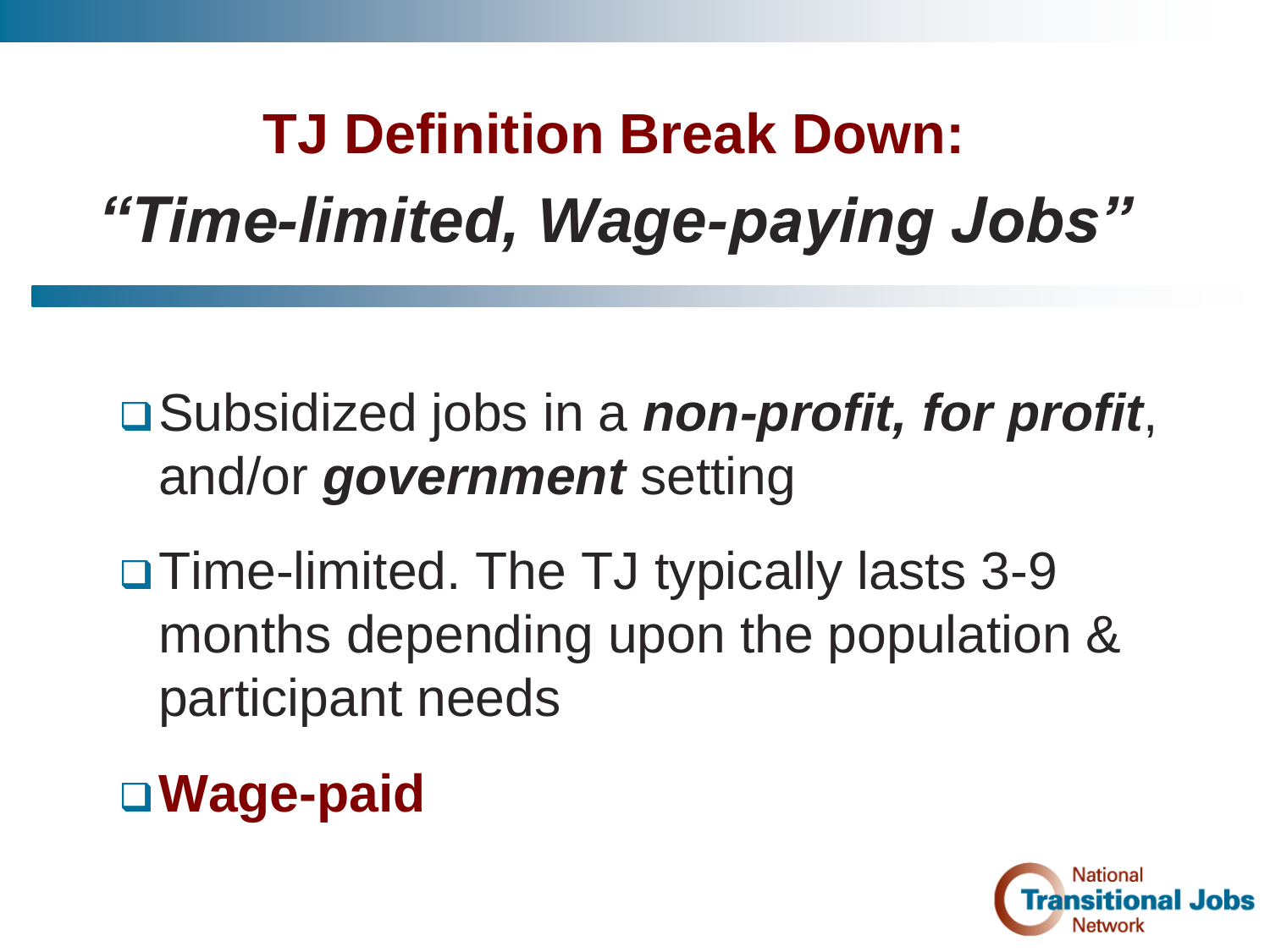# TJ Definition Break Down: *"Time-limited, Wage-paying Jobs"*

- Subsidized jobs in a ***non-profit, for profit***, and/or ***government*** setting
- Time-limited. The TJ typically lasts 3-9 months depending upon the population & participant needs
- **Wage-paid**

National Transitional Jobs Network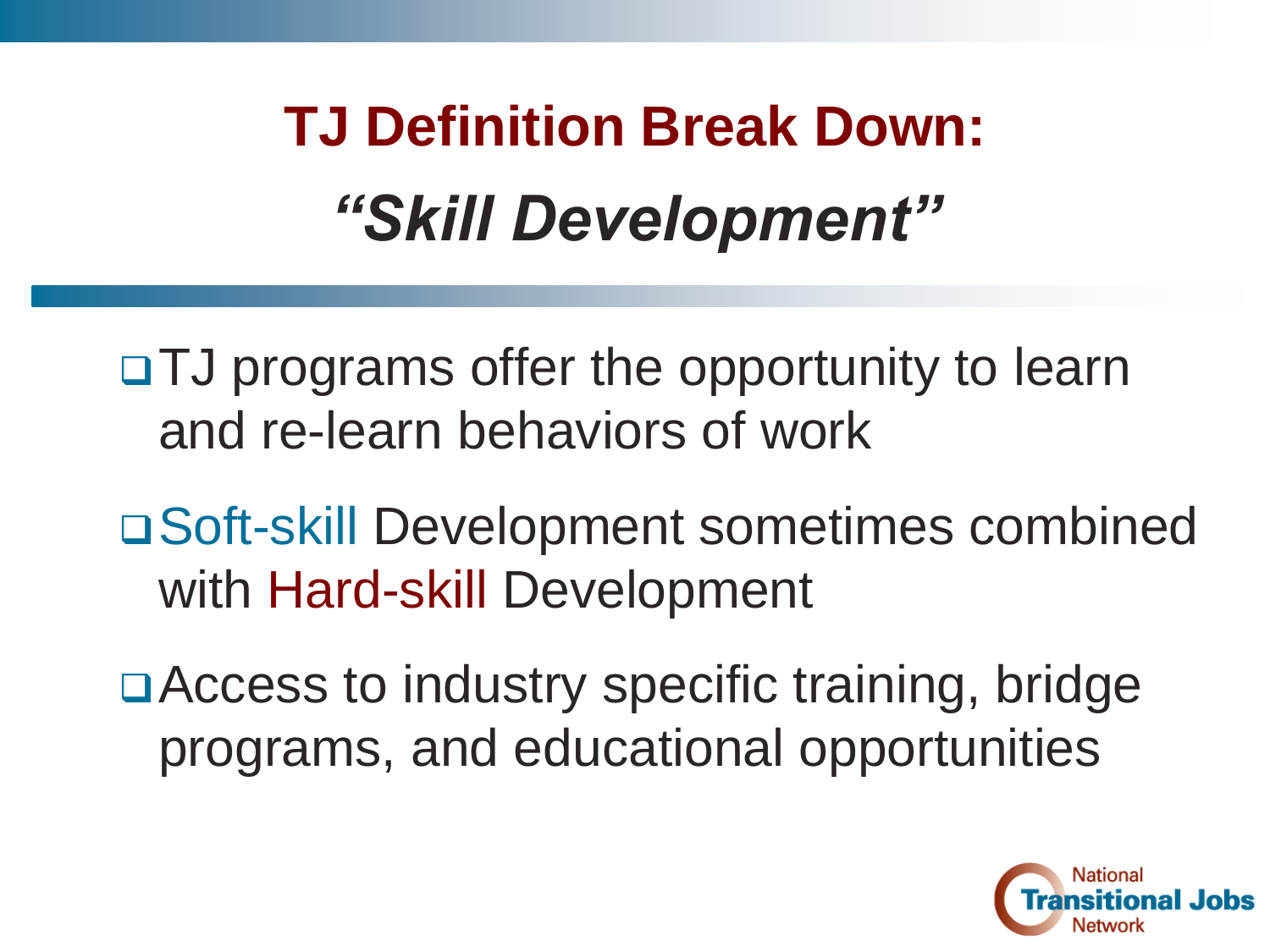# TJ Definition Break Down: *"Skill Development"*

- TJ programs offer the opportunity to learn and re-learn behaviors of work
- Soft-skill Development sometimes combined with Hard-skill Development
- Access to industry specific training, bridge programs, and educational opportunities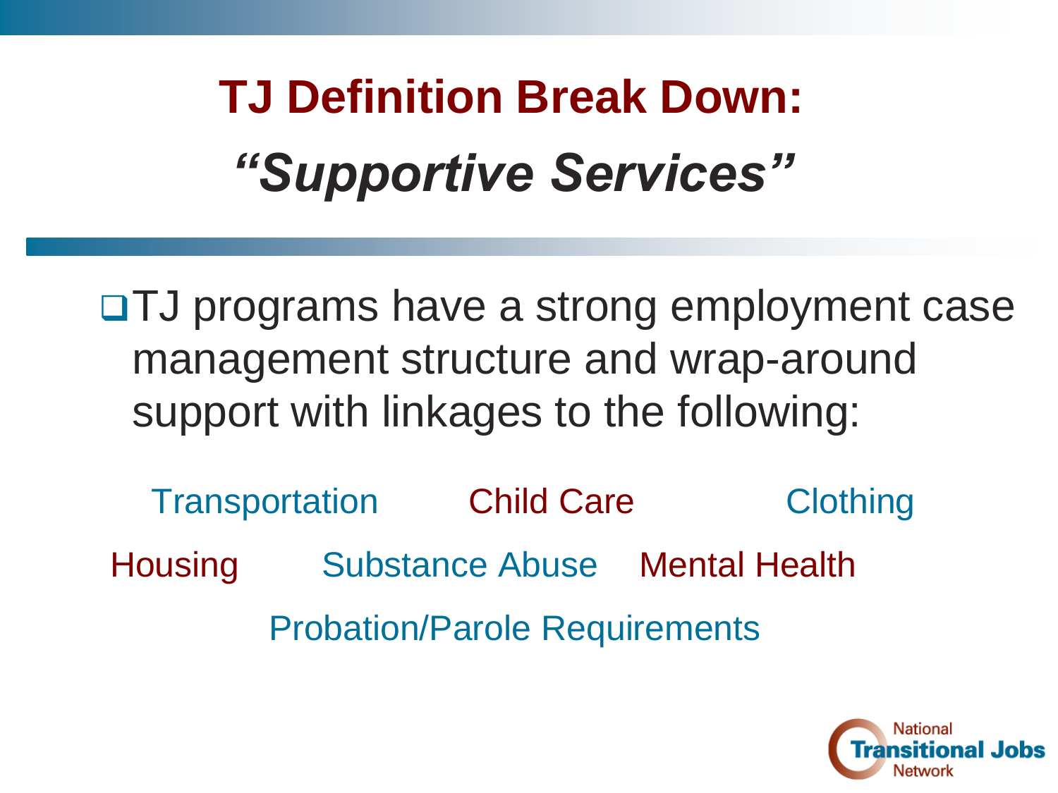# TJ Definition Break Down:
## *"Supportive Services"*

- TJ programs have a strong employment case management structure and wrap-around support with linkages to the following:

Transportation    Child Care    Clothing

Housing    Substance Abuse    Mental Health

Probation/Parole Requirements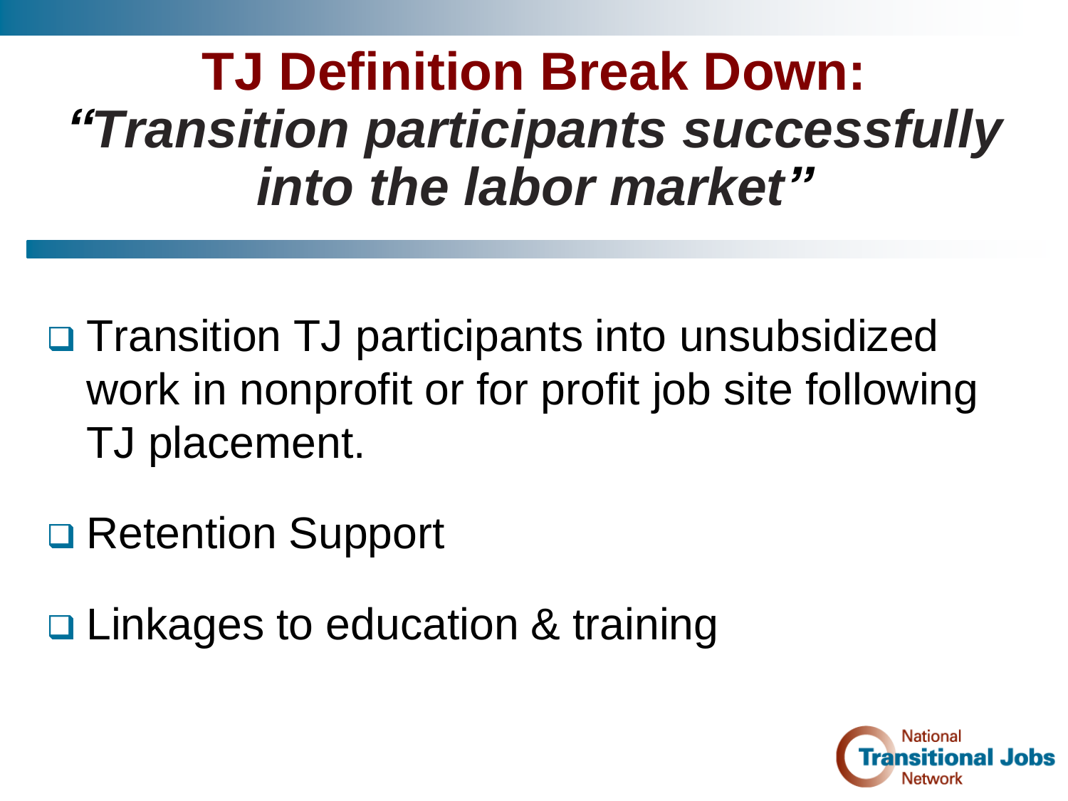# TJ Definition Break Down: *"Transition participants successfully into the labor market"*

- Transition TJ participants into unsubsidized work in nonprofit or for profit job site following TJ placement.
- Retention Support
- Linkages to education & training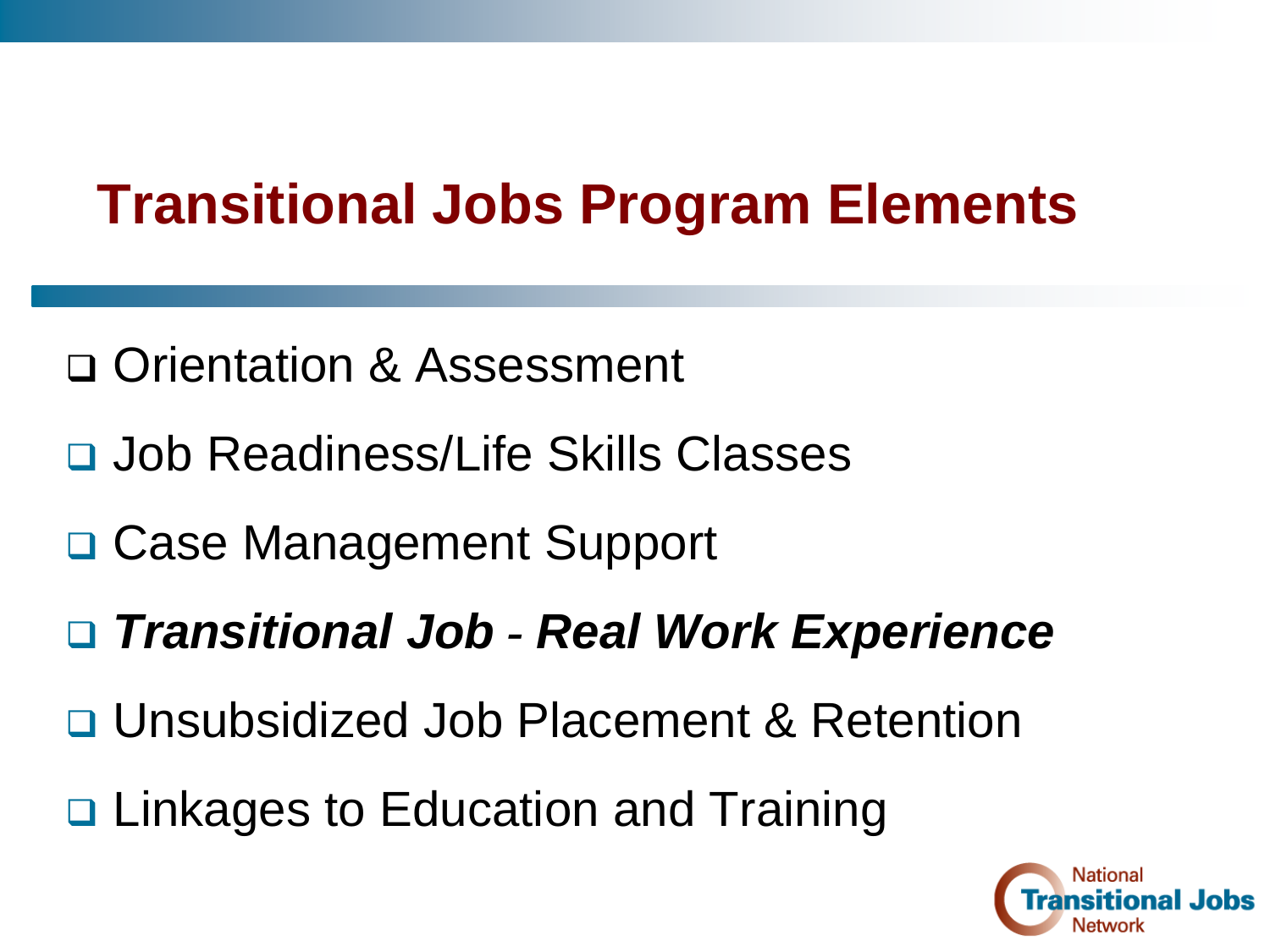# Transitional Jobs Program Elements

- Orientation & Assessment
- Job Readiness/Life Skills Classes
- Case Management Support
- ***Transitional Job - Real Work Experience***
- Unsubsidized Job Placement & Retention
- Linkages to Education and Training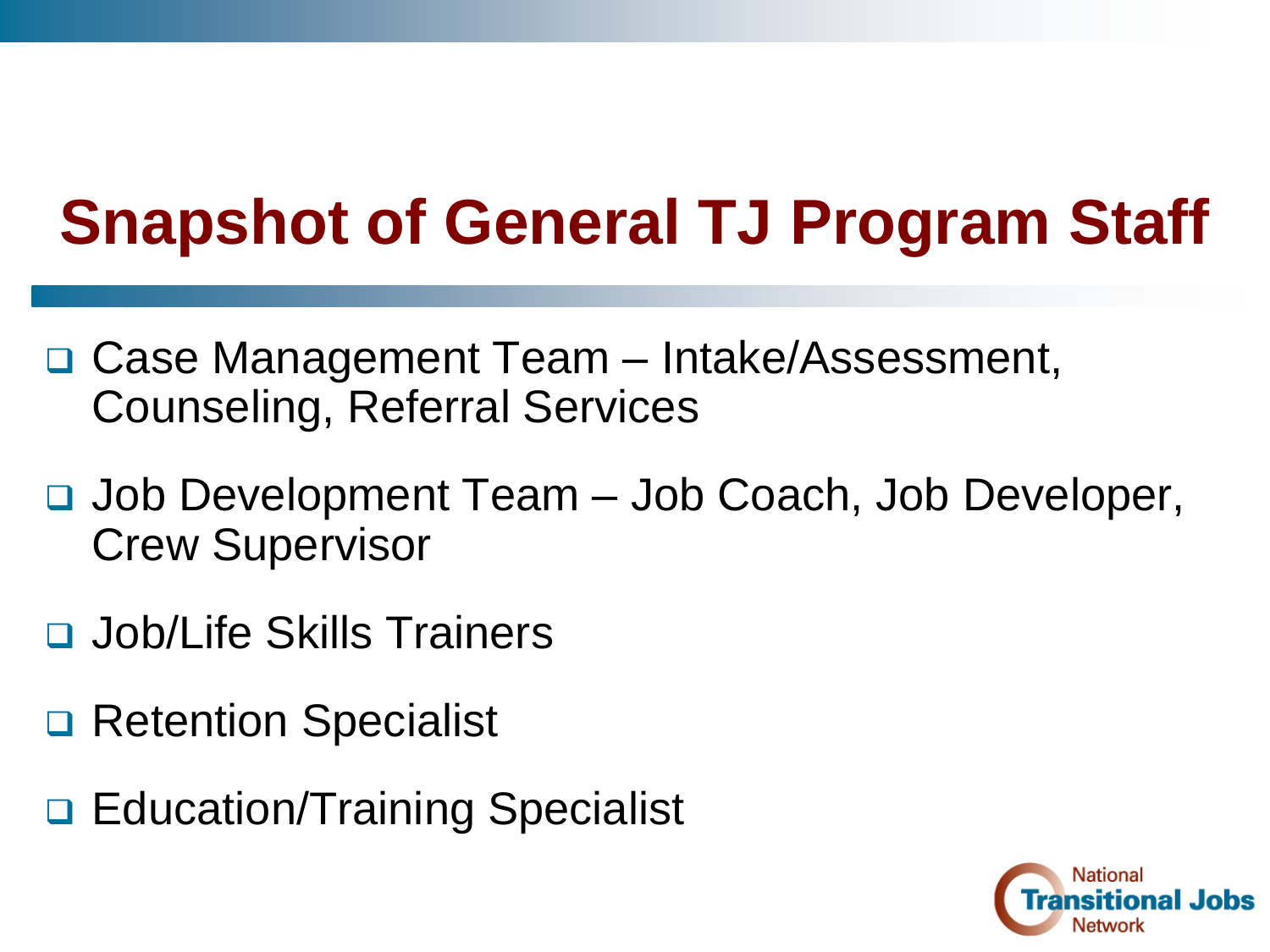# Snapshot of General TJ Program Staff

- Case Management Team – Intake/Assessment, Counseling, Referral Services
- Job Development Team – Job Coach, Job Developer, Crew Supervisor
- Job/Life Skills Trainers
- Retention Specialist
- Education/Training Specialist

National Transitional Jobs Network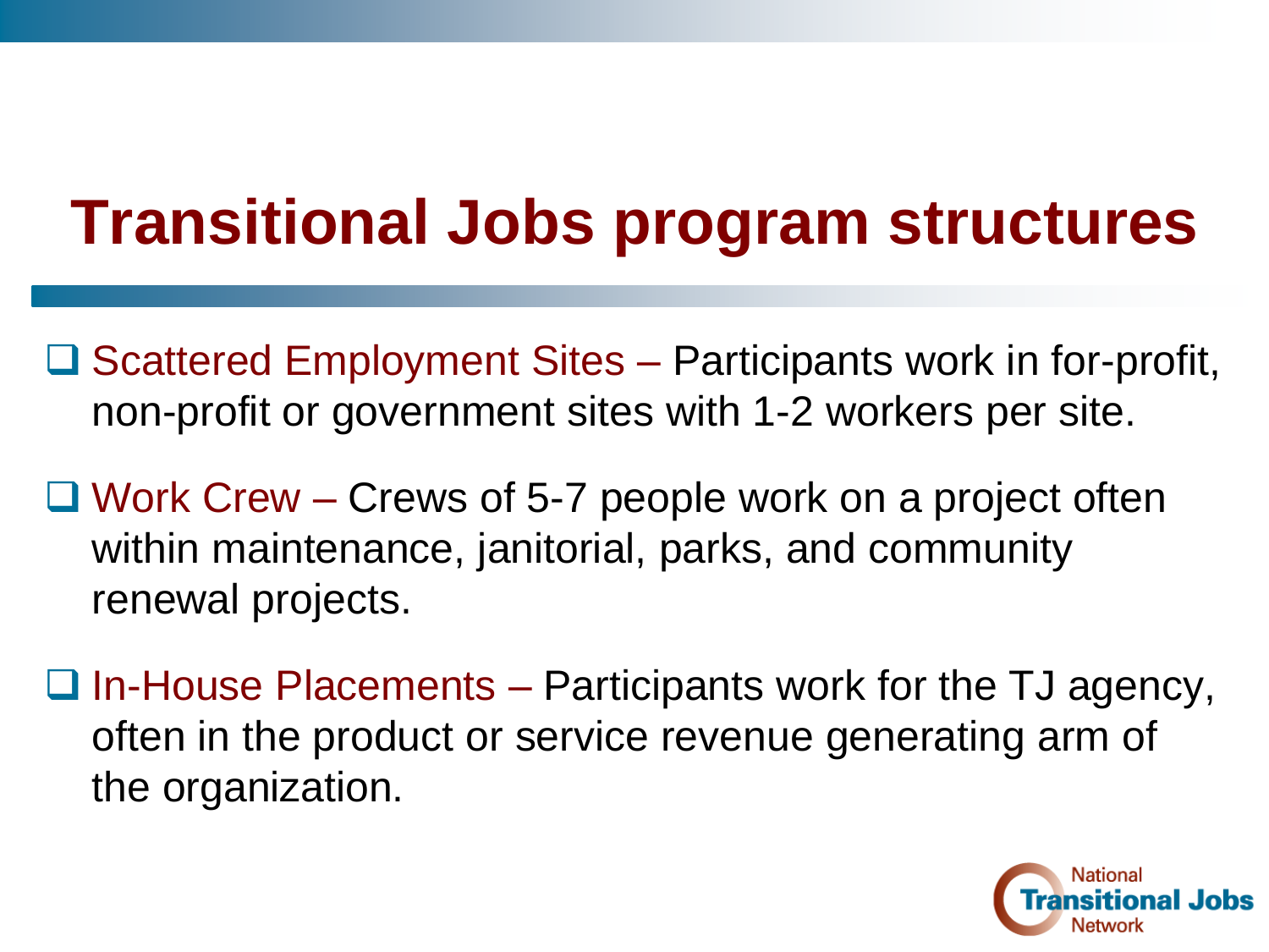# Transitional Jobs program structures

- Scattered Employment Sites – Participants work in for-profit, non-profit or government sites with 1-2 workers per site.
- Work Crew – Crews of 5-7 people work on a project often within maintenance, janitorial, parks, and community renewal projects.
- In-House Placements – Participants work for the TJ agency, often in the product or service revenue generating arm of the organization.

National Transitional Jobs Network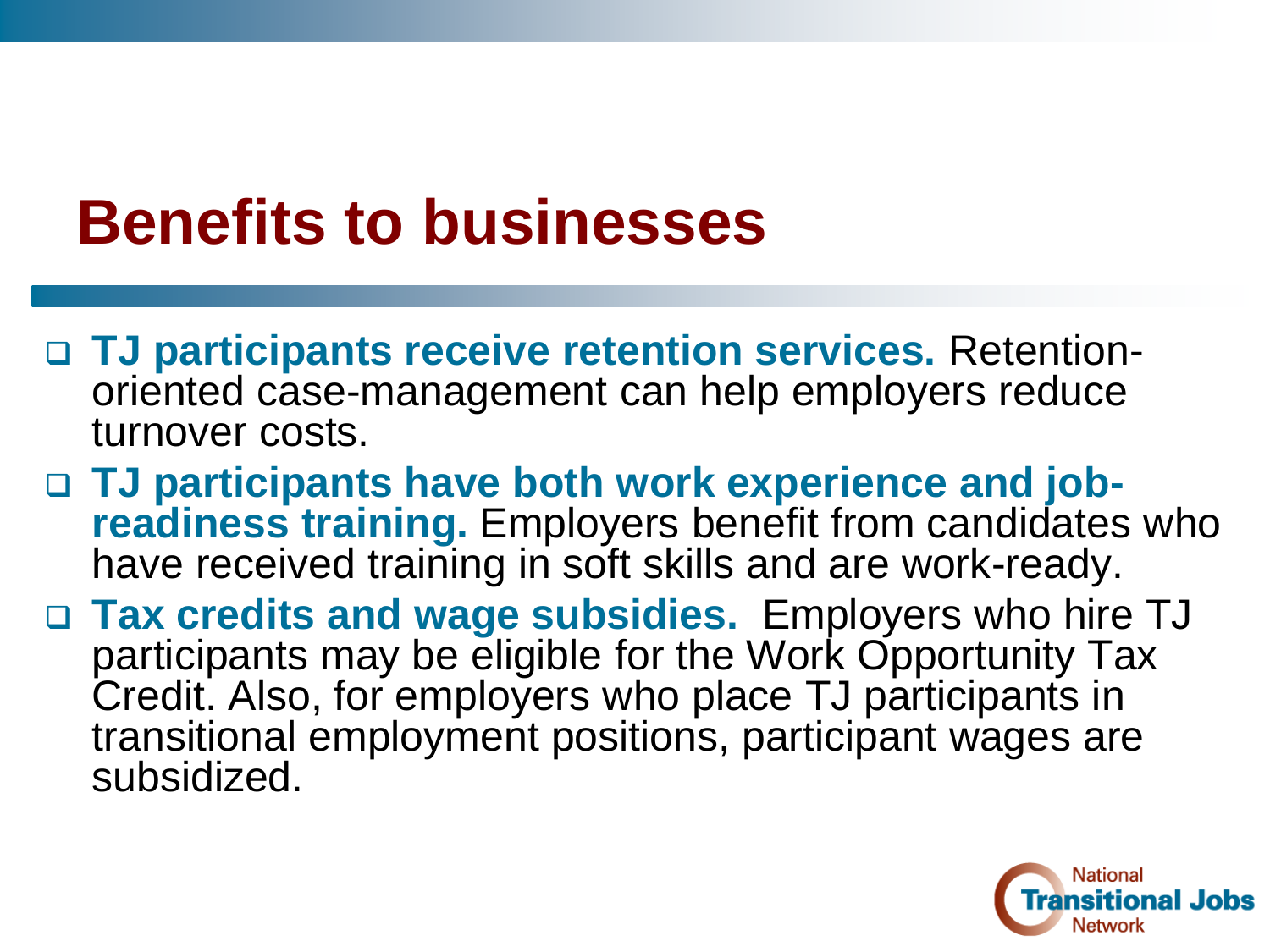# Benefits to businesses

- **TJ participants receive retention services.** Retention-oriented case-management can help employers reduce turnover costs.
- **TJ participants have both work experience and job-readiness training.** Employers benefit from candidates who have received training in soft skills and are work-ready.
- **Tax credits and wage subsidies.** Employers who hire TJ participants may be eligible for the Work Opportunity Tax Credit. Also, for employers who place TJ participants in transitional employment positions, participant wages are subsidized.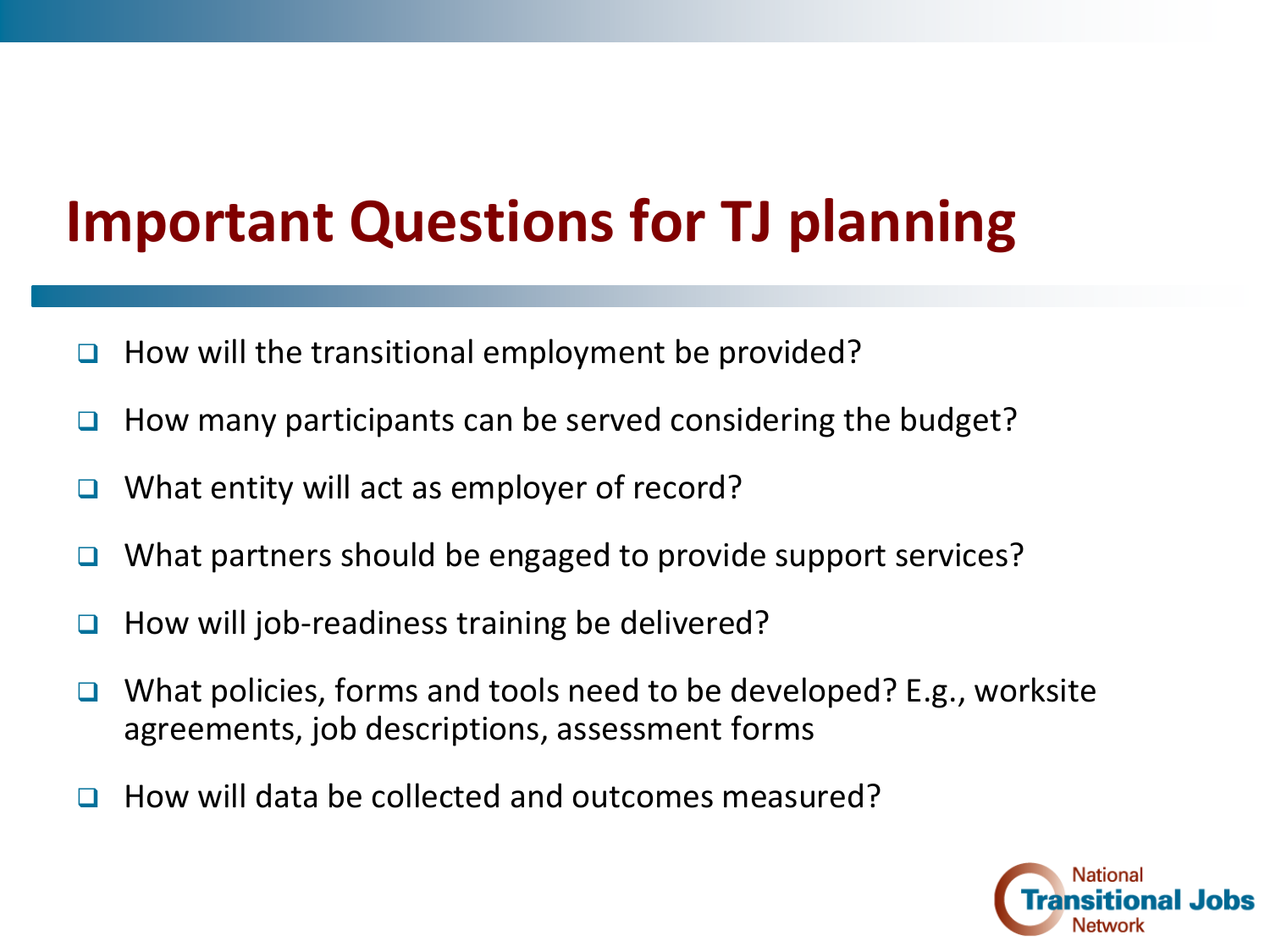# Important Questions for TJ planning

- How will the transitional employment be provided?
- How many participants can be served considering the budget?
- What entity will act as employer of record?
- What partners should be engaged to provide support services?
- How will job-readiness training be delivered?
- What policies, forms and tools need to be developed? E.g., worksite agreements, job descriptions, assessment forms
- How will data be collected and outcomes measured?

National Transitional Jobs Network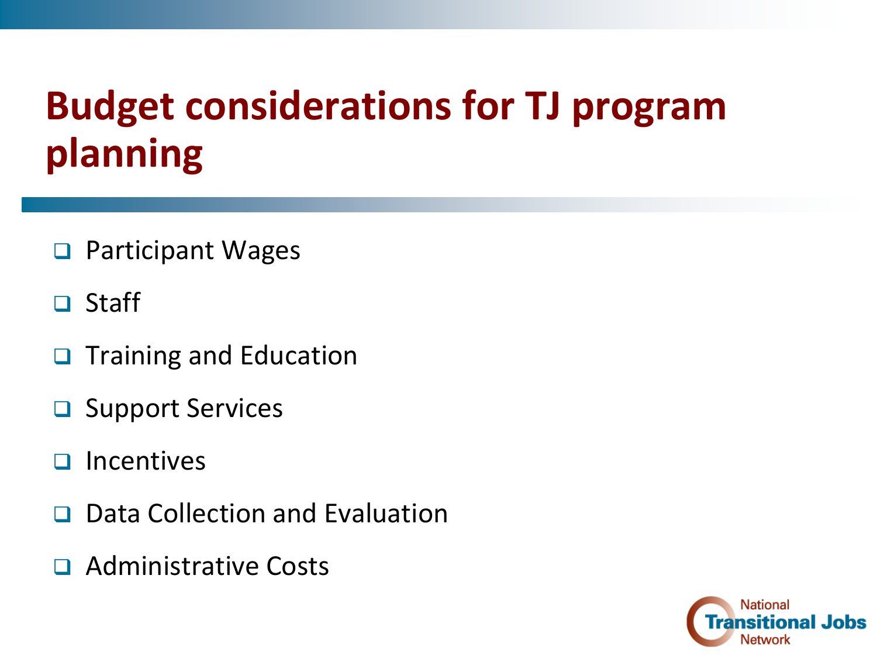# Budget considerations for TJ program planning

- Participant Wages
- Staff
- Training and Education
- Support Services
- Incentives
- Data Collection and Evaluation
- Administrative Costs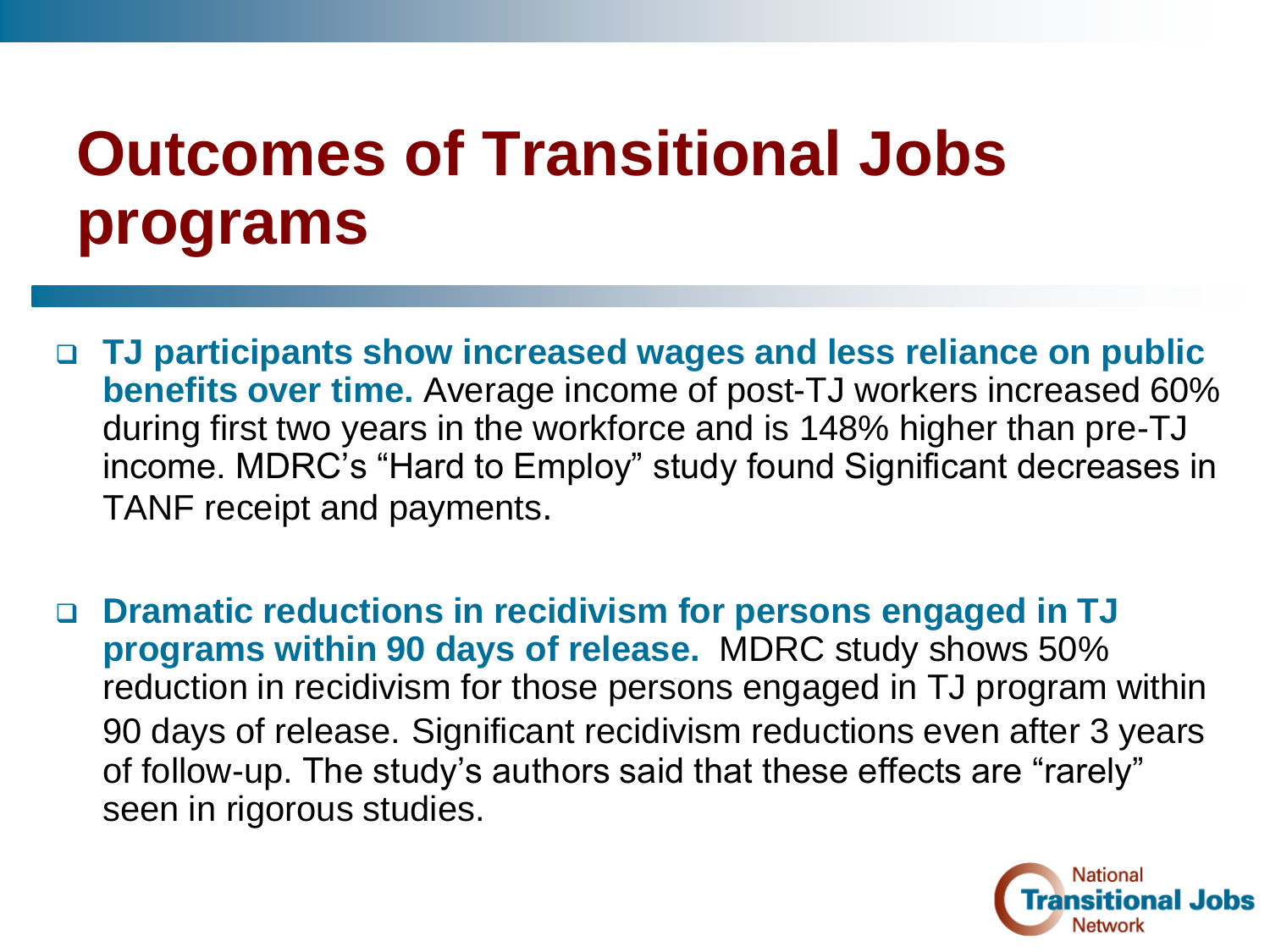# Outcomes of Transitional Jobs programs

- **TJ participants show increased wages and less reliance on public benefits over time.** Average income of post-TJ workers increased 60% during first two years in the workforce and is 148% higher than pre-TJ income. MDRC's "Hard to Employ" study found Significant decreases in TANF receipt and payments.

- **Dramatic reductions in recidivism for persons engaged in TJ programs within 90 days of release.** MDRC study shows 50% reduction in recidivism for those persons engaged in TJ program within 90 days of release. Significant recidivism reductions even after 3 years of follow-up. The study's authors said that these effects are "rarely" seen in rigorous studies.

National Transitional Jobs Network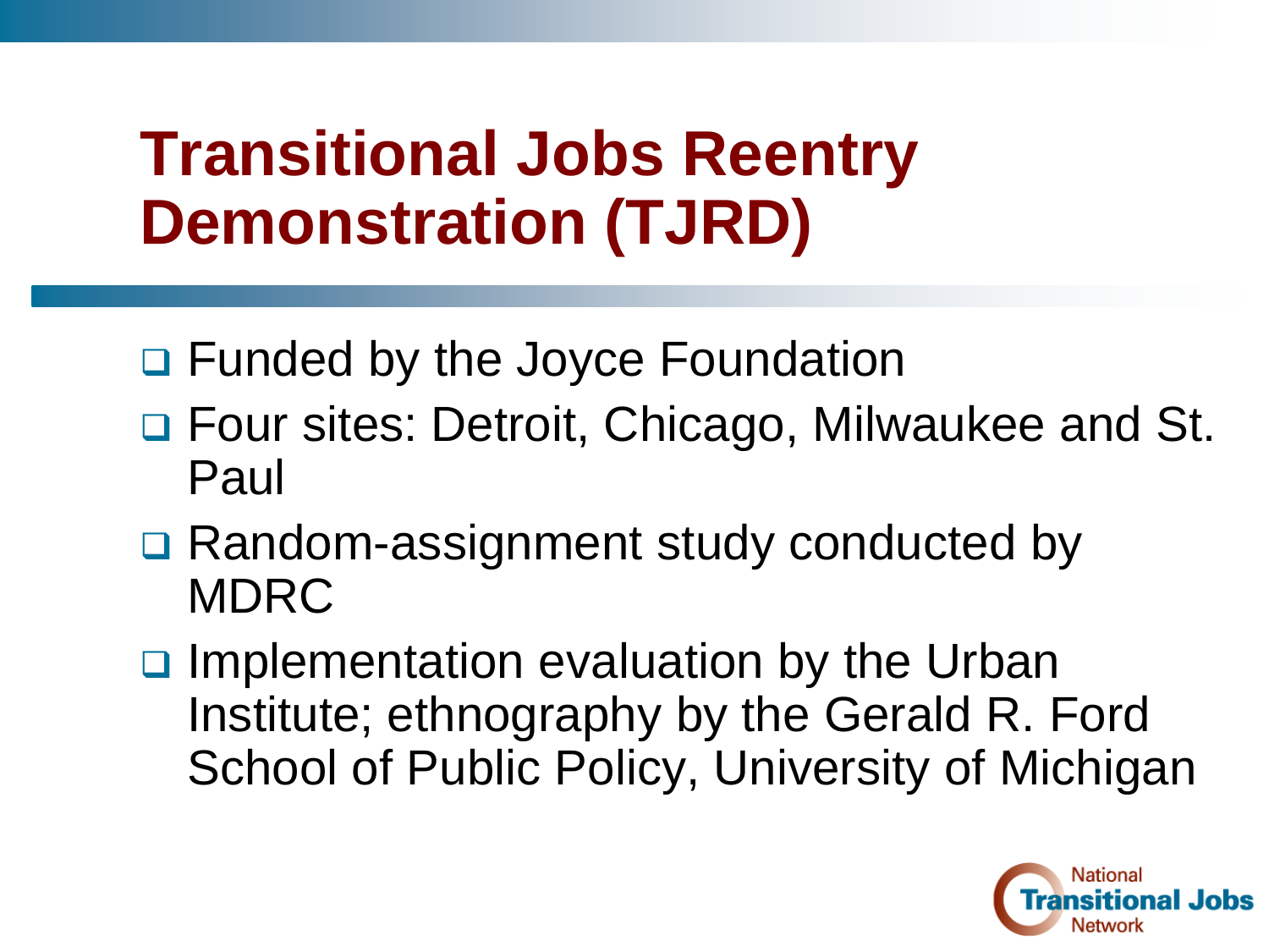# Transitional Jobs Reentry Demonstration (TJRD)

- Funded by the Joyce Foundation
- Four sites: Detroit, Chicago, Milwaukee and St. Paul
- Random-assignment study conducted by MDRC
- Implementation evaluation by the Urban Institute; ethnography by the Gerald R. Ford School of Public Policy, University of Michigan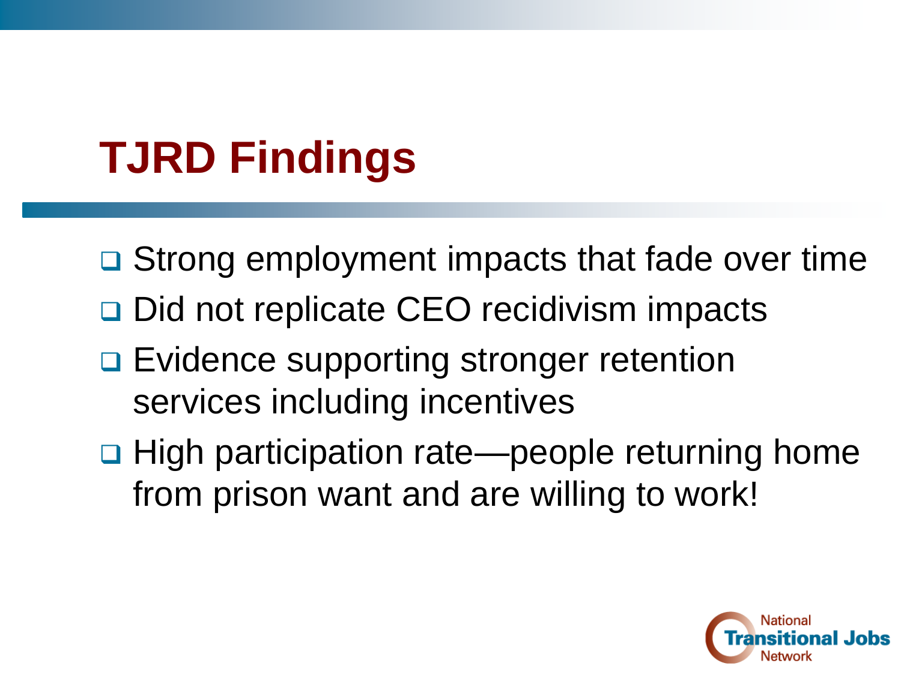# TJRD Findings

- Strong employment impacts that fade over time
- Did not replicate CEO recidivism impacts
- Evidence supporting stronger retention services including incentives
- High participation rate—people returning home from prison want and are willing to work!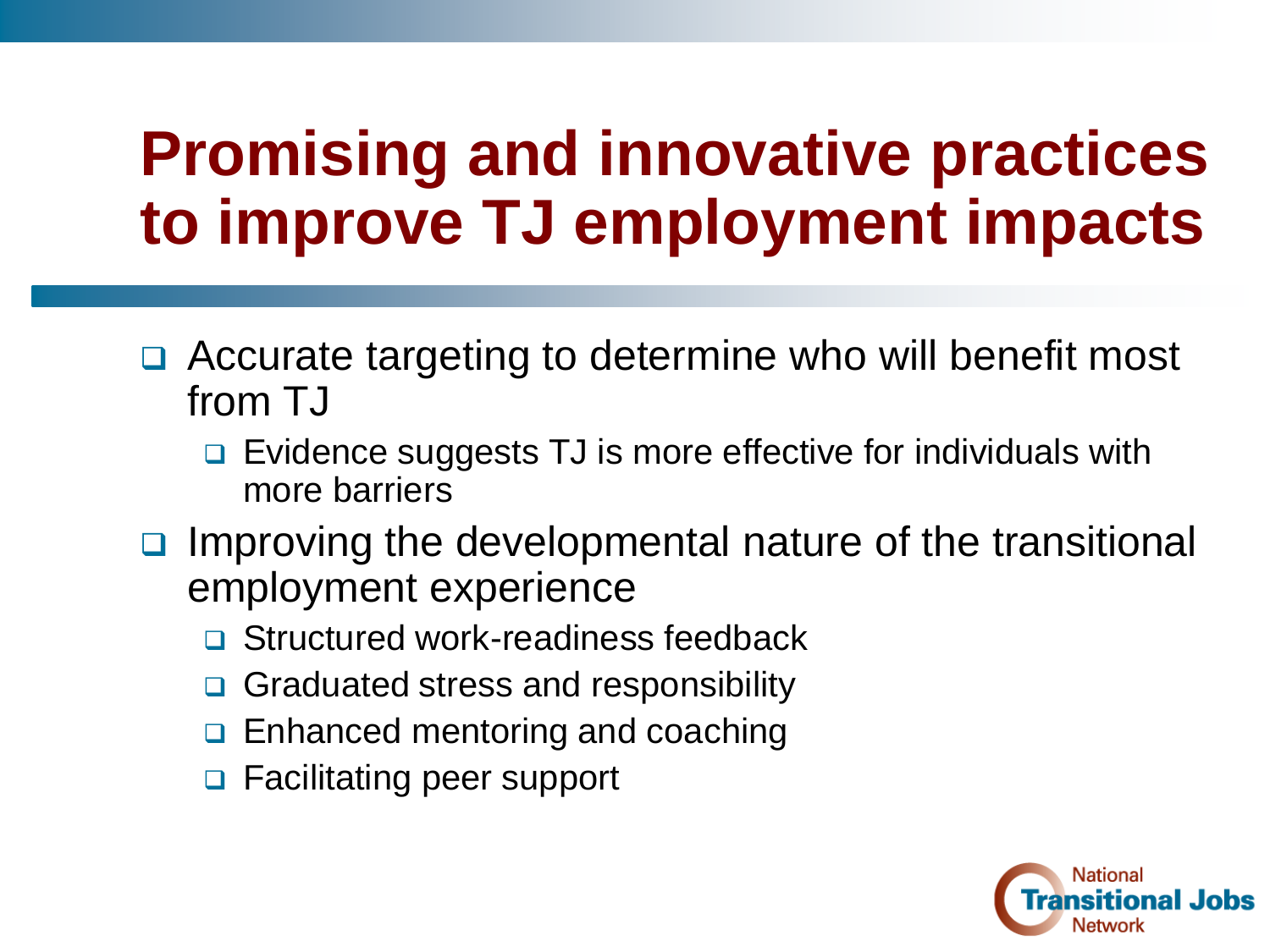# Promising and innovative practices to improve TJ employment impacts

- Accurate targeting to determine who will benefit most from TJ
  - Evidence suggests TJ is more effective for individuals with more barriers
- Improving the developmental nature of the transitional employment experience
  - Structured work-readiness feedback
  - Graduated stress and responsibility
  - Enhanced mentoring and coaching
  - Facilitating peer support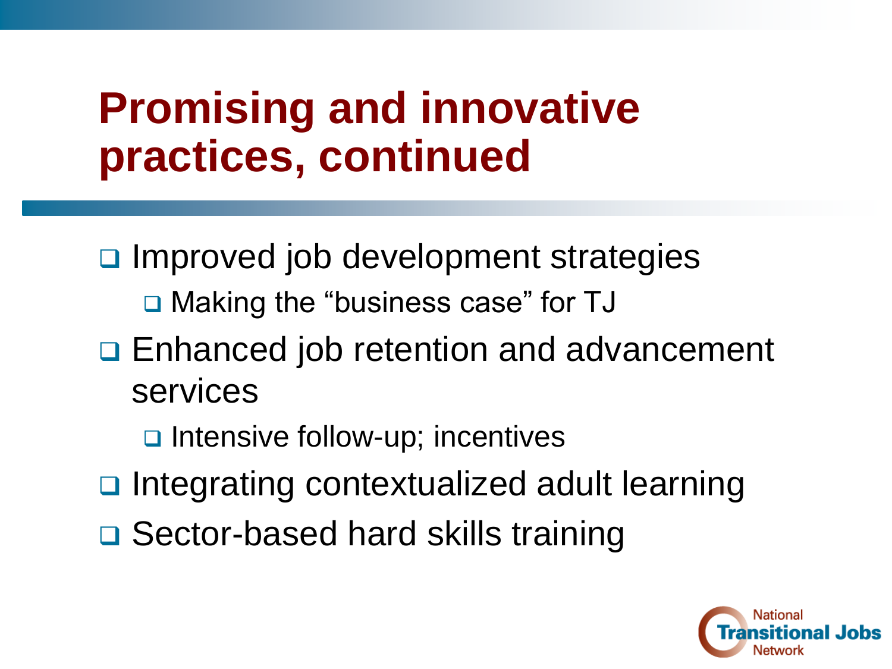# Promising and innovative practices, continued

- Improved job development strategies
  - Making the "business case" for TJ
- Enhanced job retention and advancement services
  - Intensive follow-up; incentives
- Integrating contextualized adult learning
- Sector-based hard skills training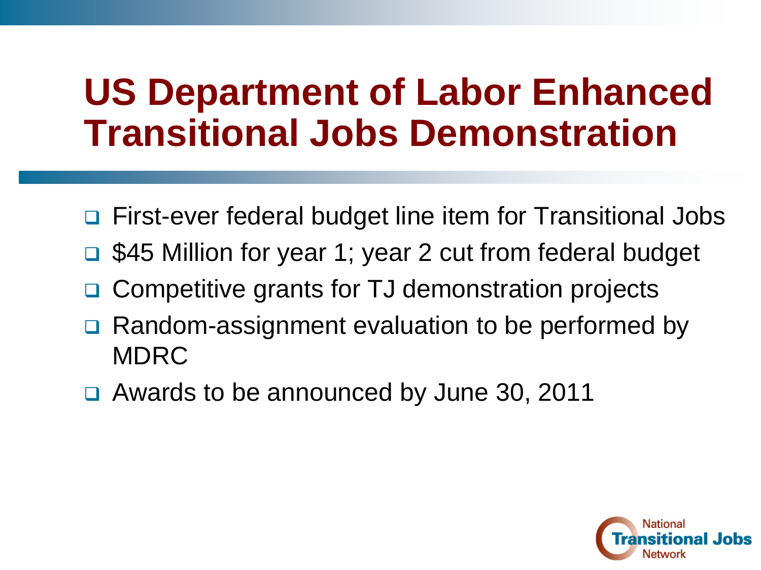# US Department of Labor Enhanced Transitional Jobs Demonstration

- First-ever federal budget line item for Transitional Jobs
- $45 Million for year 1; year 2 cut from federal budget
- Competitive grants for TJ demonstration projects
- Random-assignment evaluation to be performed by MDRC
- Awards to be announced by June 30, 2011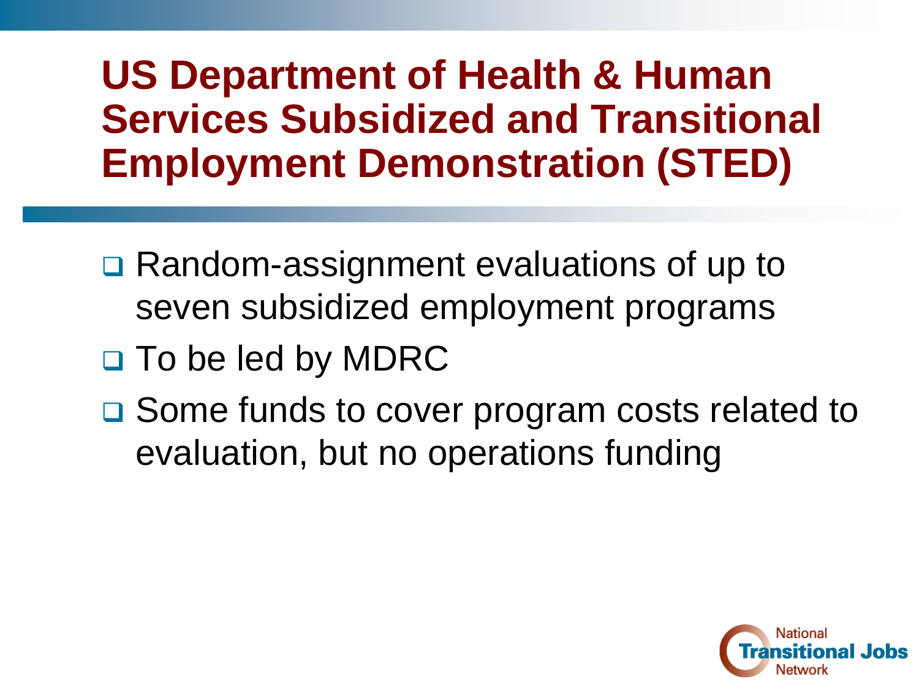# US Department of Health & Human Services Subsidized and Transitional Employment Demonstration (STED)

- Random-assignment evaluations of up to seven subsidized employment programs
- To be led by MDRC
- Some funds to cover program costs related to evaluation, but no operations funding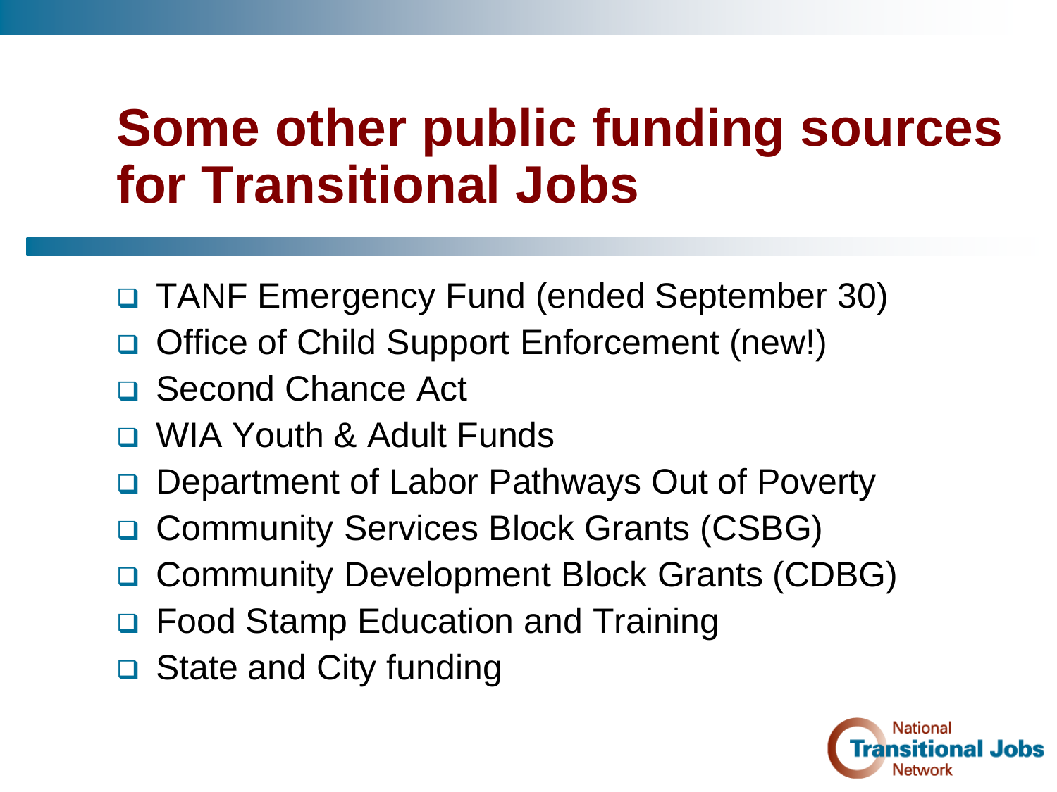# Some other public funding sources for Transitional Jobs

- TANF Emergency Fund (ended September 30)
- Office of Child Support Enforcement (new!)
- Second Chance Act
- WIA Youth & Adult Funds
- Department of Labor Pathways Out of Poverty
- Community Services Block Grants (CSBG)
- Community Development Block Grants (CDBG)
- Food Stamp Education and Training
- State and City funding

National Transitional Jobs Network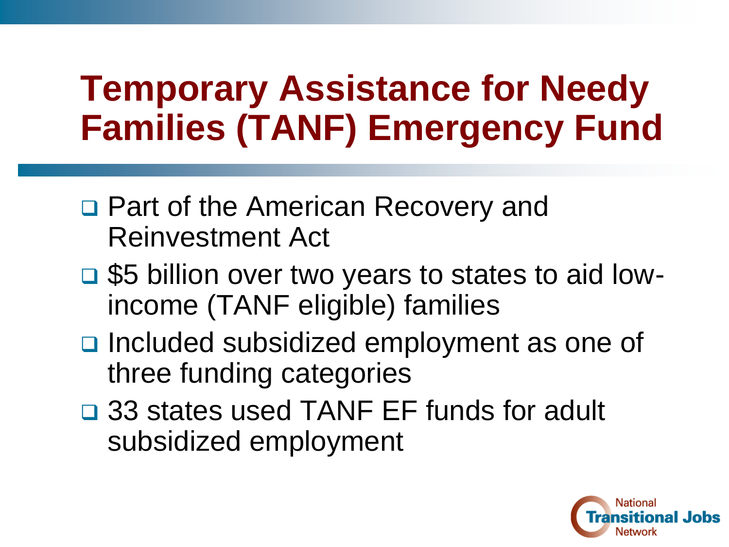# Temporary Assistance for Needy Families (TANF) Emergency Fund

- Part of the American Recovery and Reinvestment Act
- $5 billion over two years to states to aid low-income (TANF eligible) families
- Included subsidized employment as one of three funding categories
- 33 states used TANF EF funds for adult subsidized employment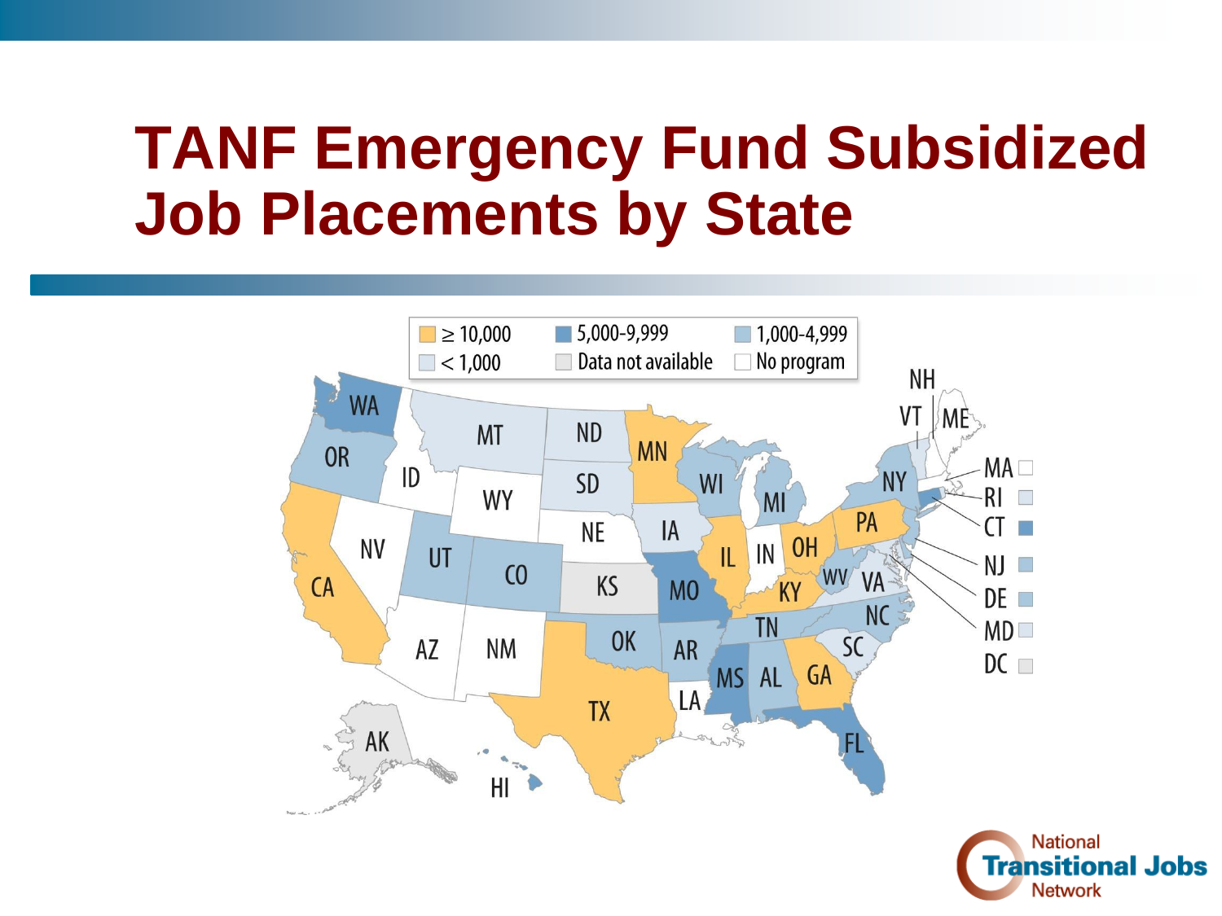# TANF Emergency Fund Subsidized Job Placements by State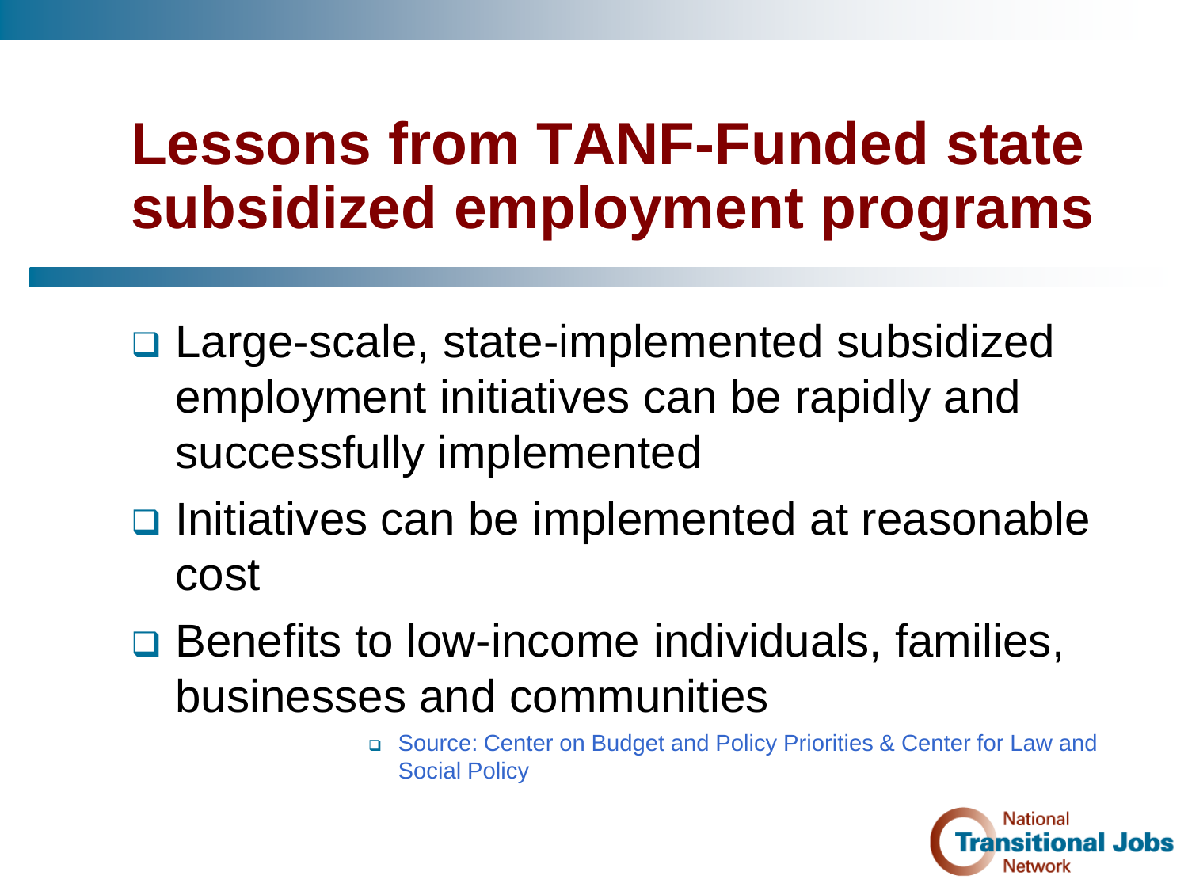# Lessons from TANF-Funded state subsidized employment programs

- Large-scale, state-implemented subsidized employment initiatives can be rapidly and successfully implemented
- Initiatives can be implemented at reasonable cost
- Benefits to low-income individuals, families, businesses and communities
  - Source: Center on Budget and Policy Priorities & Center for Law and Social Policy

National Transitional Jobs Network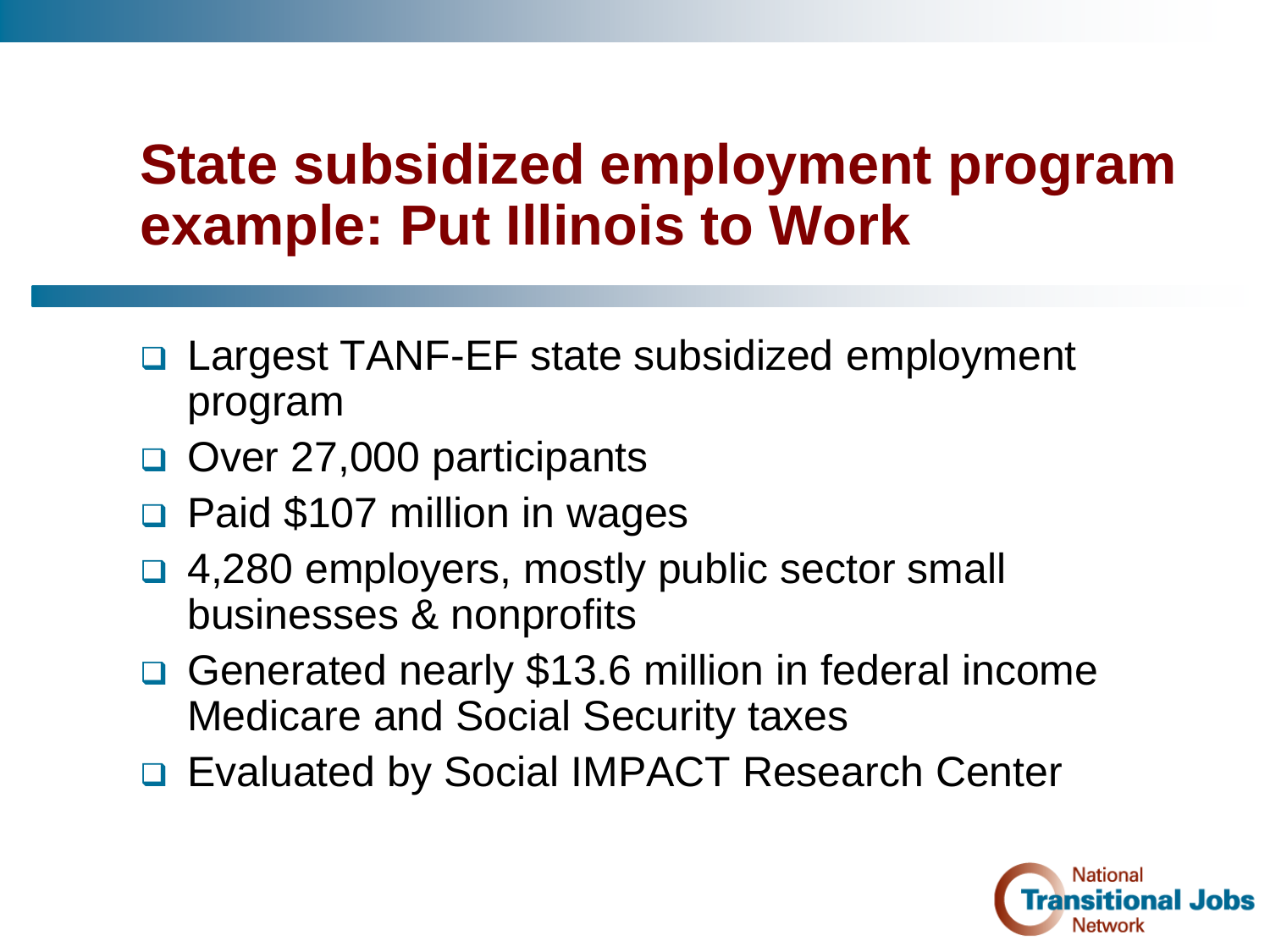# State subsidized employment program example: Put Illinois to Work

- Largest TANF-EF state subsidized employment program
- Over 27,000 participants
- Paid $107 million in wages
- 4,280 employers, mostly public sector small businesses & nonprofits
- Generated nearly $13.6 million in federal income Medicare and Social Security taxes
- Evaluated by Social IMPACT Research Center

National Transitional Jobs Network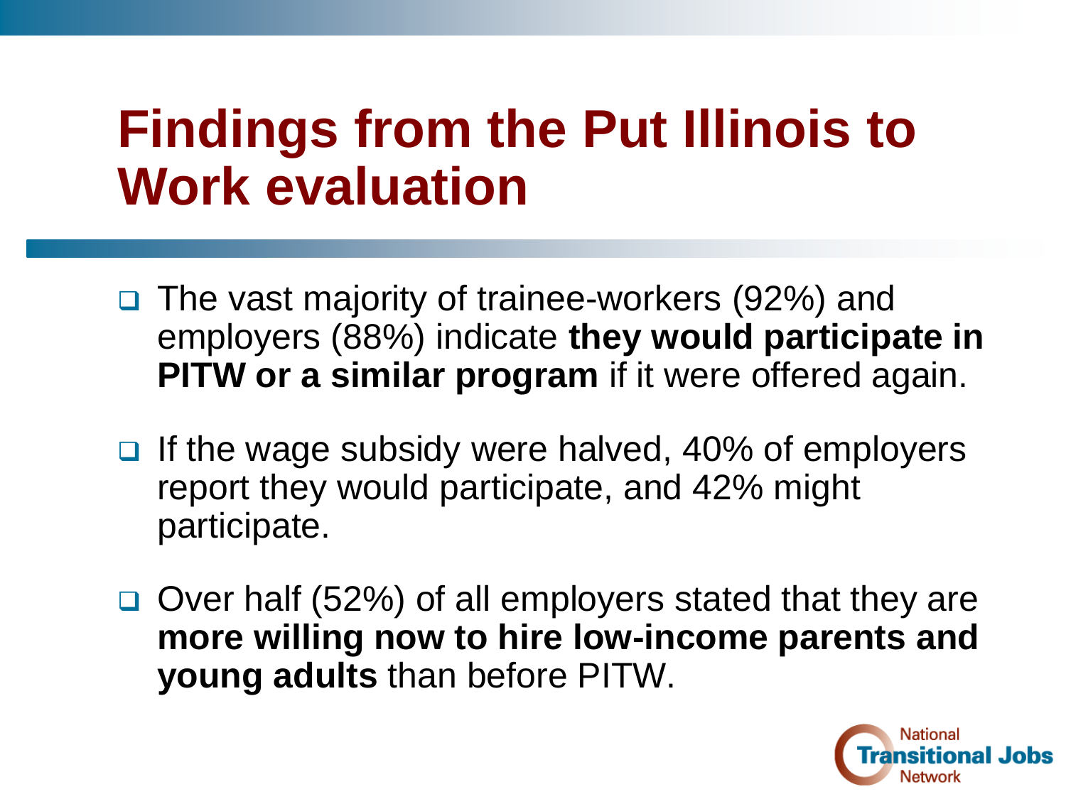# Findings from the Put Illinois to Work evaluation

- The vast majority of trainee-workers (92%) and employers (88%) indicate **they would participate in PITW or a similar program** if it were offered again.
- If the wage subsidy were halved, 40% of employers report they would participate, and 42% might participate.
- Over half (52%) of all employers stated that they are **more willing now to hire low-income parents and young adults** than before PITW.

National Transitional Jobs Network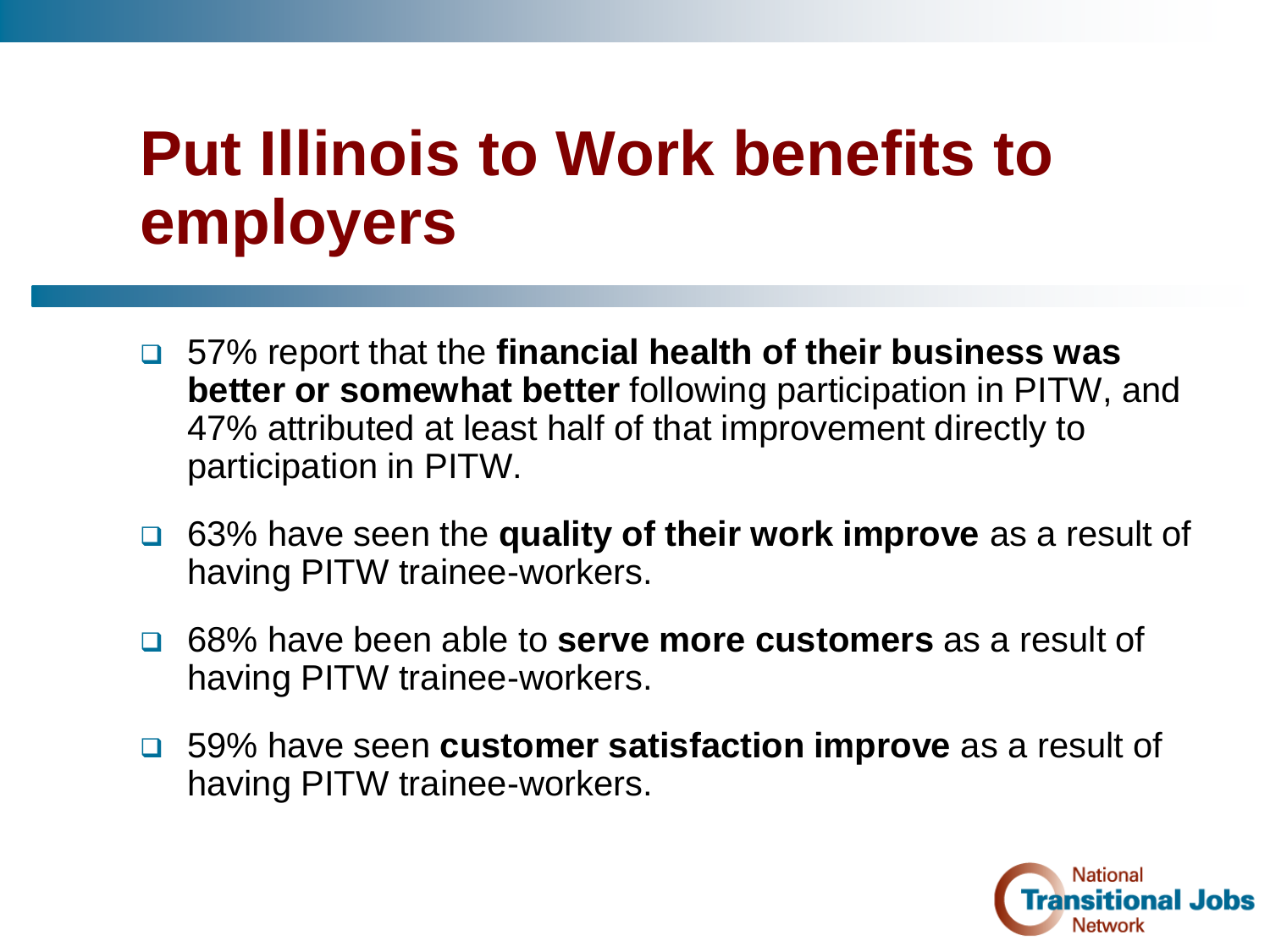# Put Illinois to Work benefits to employers

- 57% report that the **financial health of their business was better or somewhat better** following participation in PITW, and 47% attributed at least half of that improvement directly to participation in PITW.
- 63% have seen the **quality of their work improve** as a result of having PITW trainee-workers.
- 68% have been able to **serve more customers** as a result of having PITW trainee-workers.
- 59% have seen **customer satisfaction improve** as a result of having PITW trainee-workers.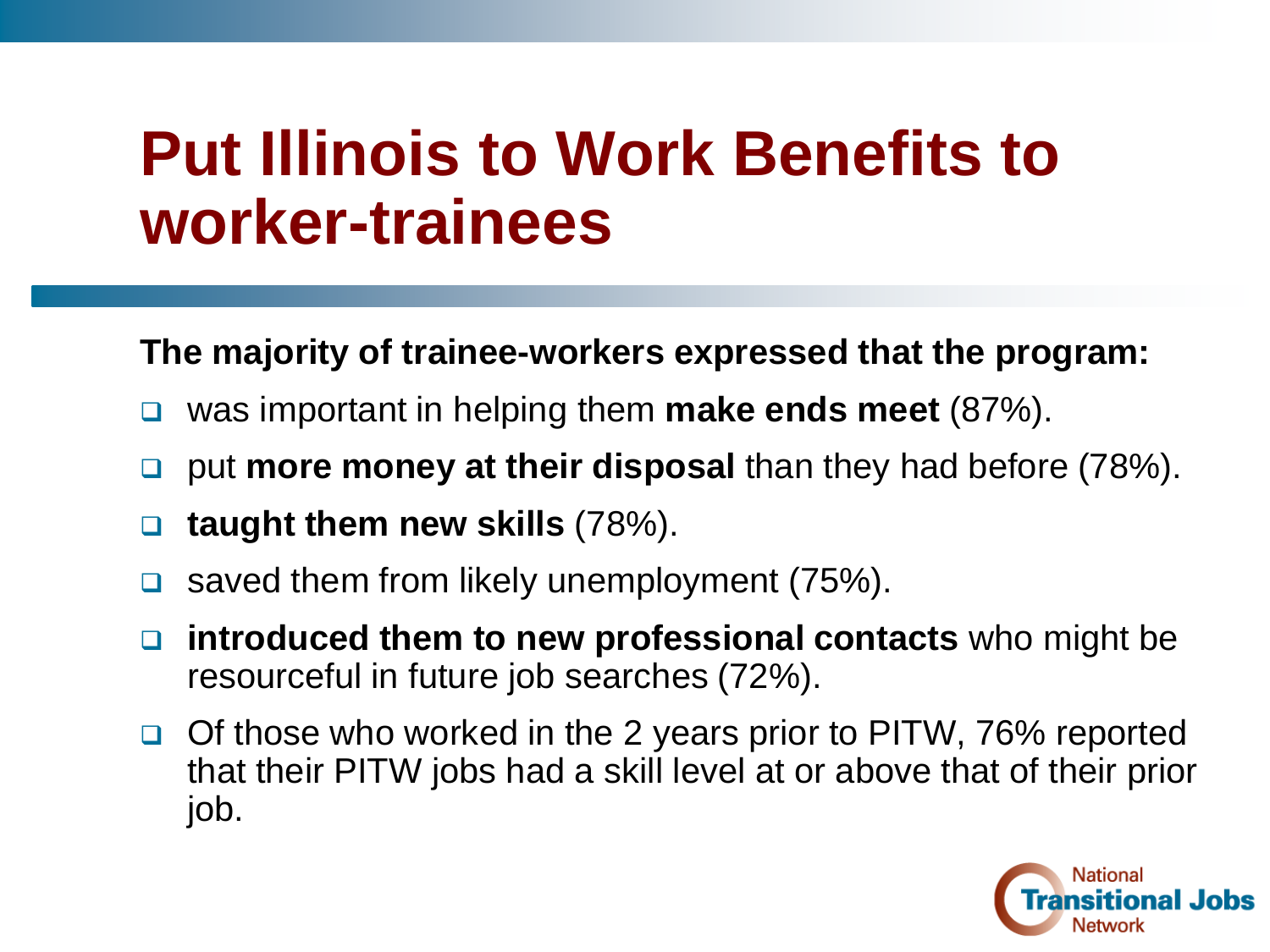# Put Illinois to Work Benefits to worker-trainees

**The majority of trainee-workers expressed that the program:**

- was important in helping them **make ends meet** (87%).
- put **more money at their disposal** than they had before (78%).
- **taught them new skills** (78%).
- saved them from likely unemployment (75%).
- **introduced them to new professional contacts** who might be resourceful in future job searches (72%).
- Of those who worked in the 2 years prior to PITW, 76% reported that their PITW jobs had a skill level at or above that of their prior job.

National Transitional Jobs Network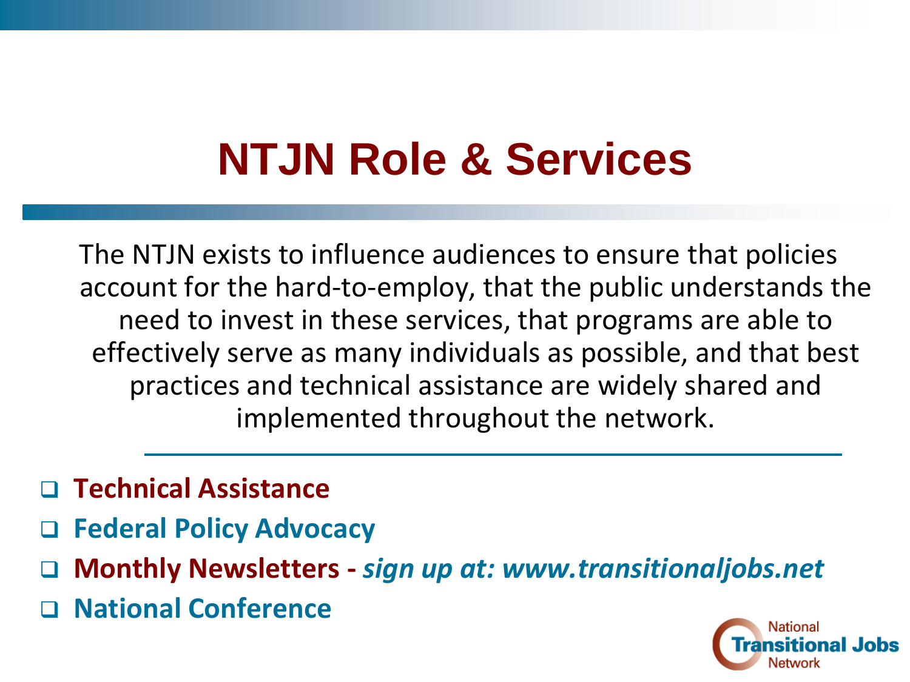# NTJN Role & Services

The NTJN exists to influence audiences to ensure that policies account for the hard-to-employ, that the public understands the need to invest in these services, that programs are able to effectively serve as many individuals as possible, and that best practices and technical assistance are widely shared and implemented throughout the network.

- **Technical Assistance**
- **Federal Policy Advocacy**
- **Monthly Newsletters -** ***sign up at: www.transitionaljobs.net***
- **National Conference**

National Transitional Jobs Network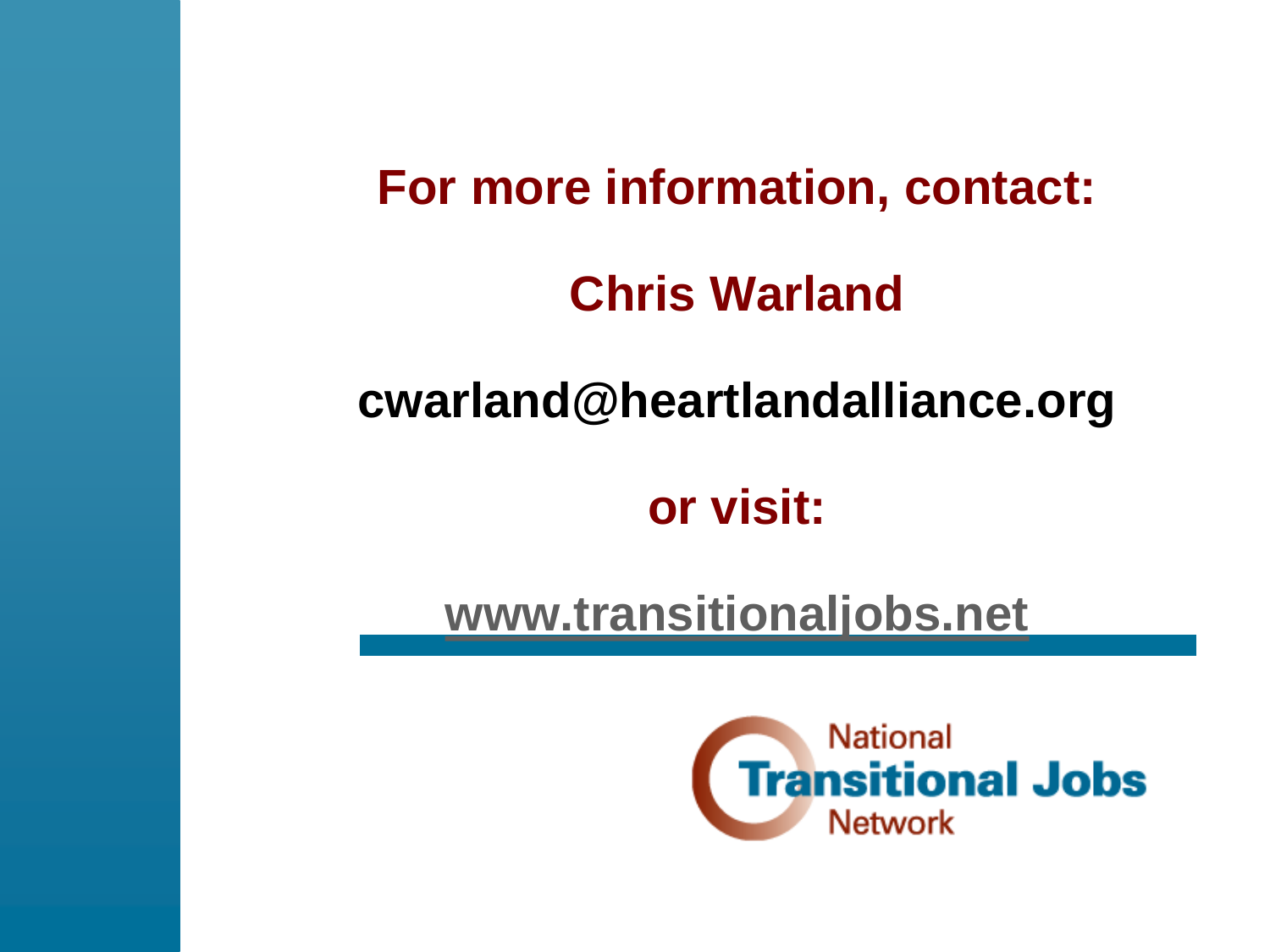**For more information, contact:**

**Chris Warland**

**cwarland@heartlandalliance.org**

**or visit:**

**www.transitionaljobs.net**

National
Transitional Jobs
Network